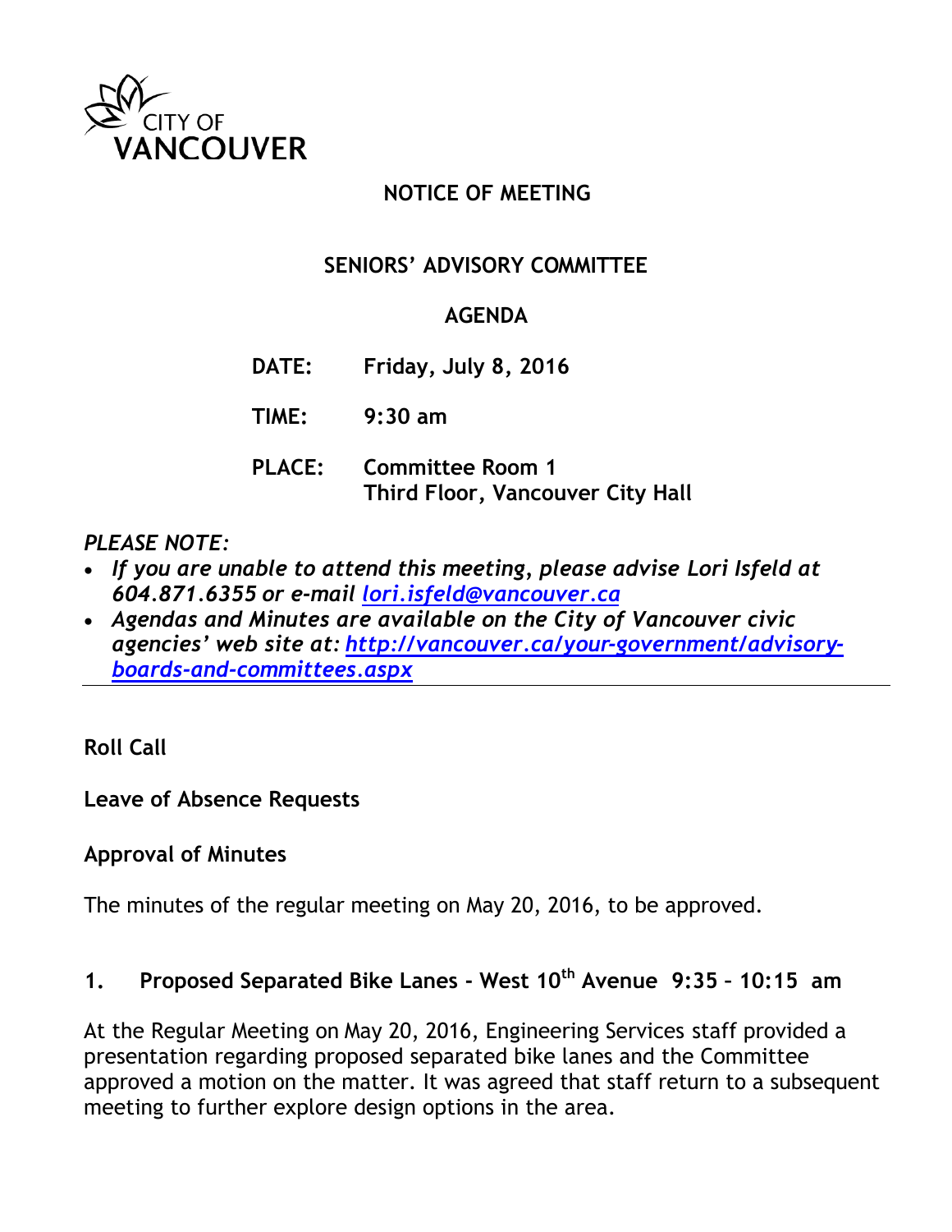CITY OF VANCOUVER

# NOTICE OF MEETING

## SENIORS' ADVISORY COMMITTEE

## AGENDA

**DATE:** **Friday, July 8, 2016**

**TIME:** **9:30 am**

**PLACE:** **Committee Room 1**
**Third Floor, Vancouver City Hall**

*PLEASE NOTE:*

- ***If you are unable to attend this meeting, please advise Lori Isfeld at 604.871.6355 or e-mail [lori.isfeld@vancouver.ca](mailto:lori.isfeld@vancouver.ca)***
- ***Agendas and Minutes are available on the City of Vancouver civic agencies' web site at: [http://vancouver.ca/your-government/advisory-boards-and-committees.aspx](http://vancouver.ca/your-government/advisory-boards-and-committees.aspx)***

---

**Roll Call**

**Leave of Absence Requests**

**Approval of Minutes**

The minutes of the regular meeting on May 20, 2016, to be approved.

**1. Proposed Separated Bike Lanes - West 10th Avenue 9:35 – 10:15 am**

At the Regular Meeting on May 20, 2016, Engineering Services staff provided a presentation regarding proposed separated bike lanes and the Committee approved a motion on the matter. It was agreed that staff return to a subsequent meeting to further explore design options in the area.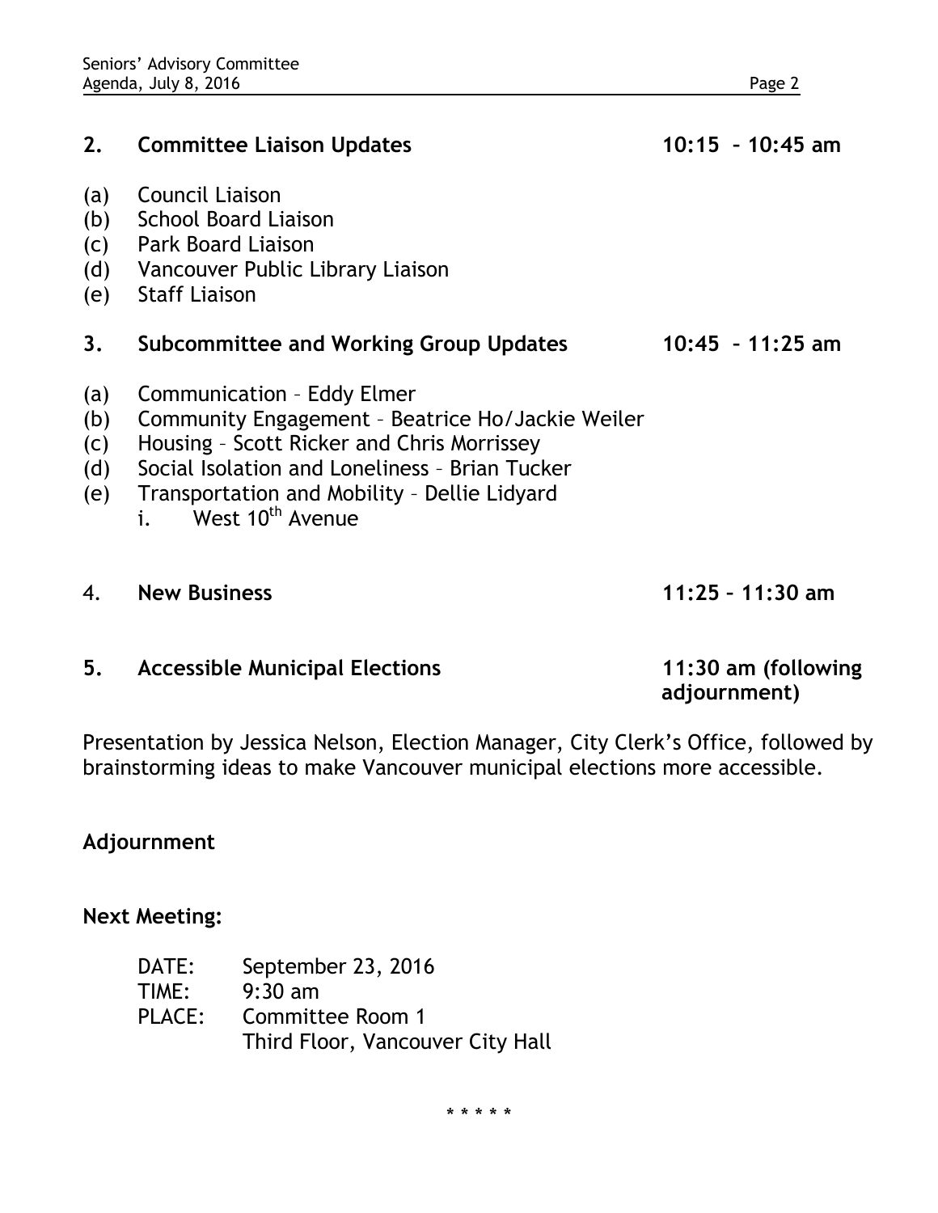## 2. Committee Liaison Updates 10:15 – 10:45 am

(a) Council Liaison
(b) School Board Liaison
(c) Park Board Liaison
(d) Vancouver Public Library Liaison
(e) Staff Liaison

## 3. Subcommittee and Working Group Updates 10:45 – 11:25 am

(a) Communication – Eddy Elmer
(b) Community Engagement – Beatrice Ho/Jackie Weiler
(c) Housing – Scott Ricker and Chris Morrissey
(d) Social Isolation and Loneliness – Brian Tucker
(e) Transportation and Mobility – Dellie Lidyard
  i. West 10th Avenue

## 4. New Business 11:25 – 11:30 am

## 5. Accessible Municipal Elections 11:30 am (following adjournment)

Presentation by Jessica Nelson, Election Manager, City Clerk's Office, followed by brainstorming ideas to make Vancouver municipal elections more accessible.

**Adjournment**

**Next Meeting:**

DATE: September 23, 2016
TIME: 9:30 am
PLACE: Committee Room 1
Third Floor, Vancouver City Hall

\* \* \* \* \*